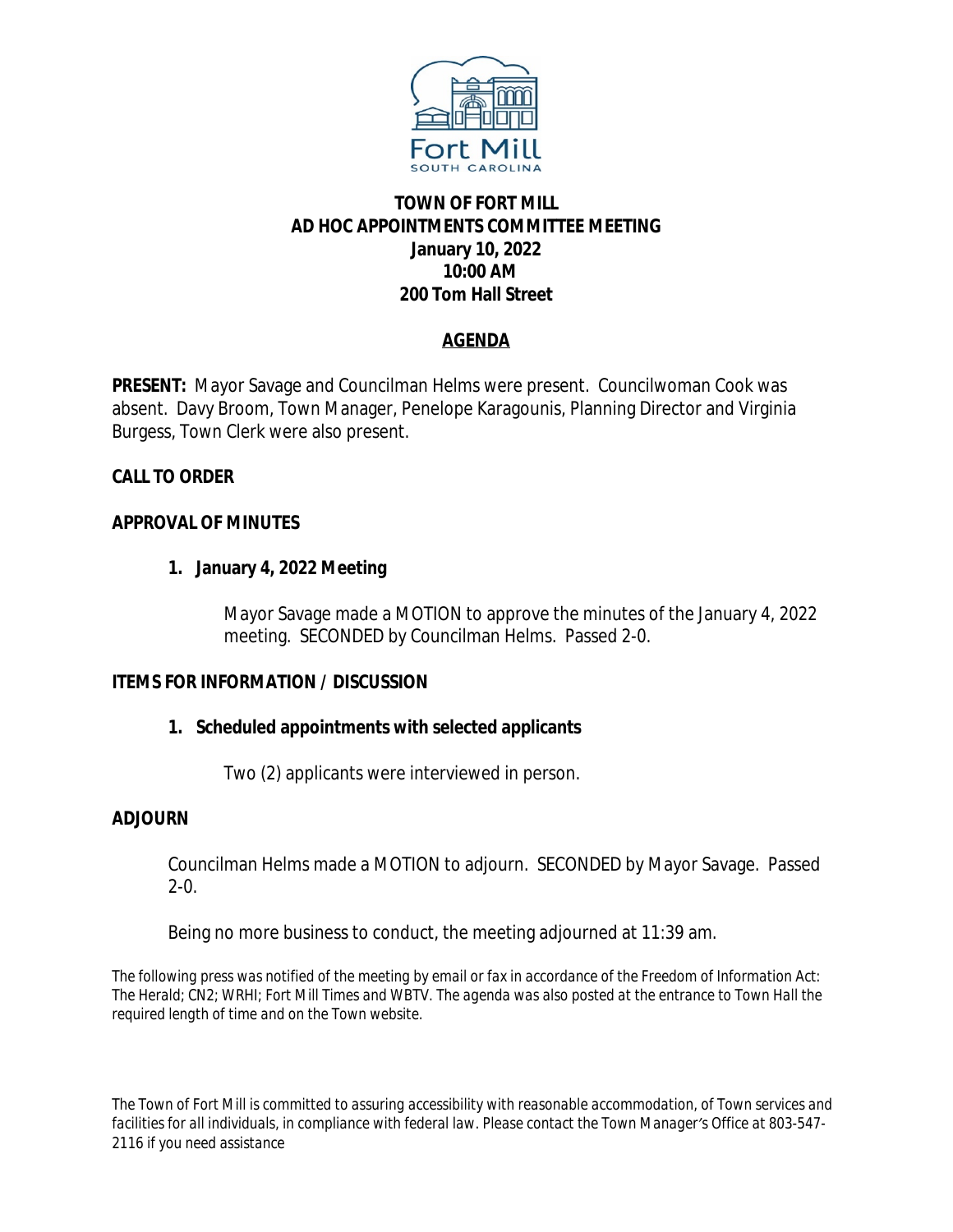**TOWN OF FORT MILL**
**AD HOC APPOINTMENTS COMMITTEE MEETING**
**January 10, 2022**
**10:00 AM**
**200 Tom Hall Street**

## AGENDA

**PRESENT:** Mayor Savage and Councilman Helms were present. Councilwoman Cook was absent. Davy Broom, Town Manager, Penelope Karagounis, Planning Director and Virginia Burgess, Town Clerk were also present.

**CALL TO ORDER**

**APPROVAL OF MINUTES**

1. **January 4, 2022 Meeting**

   Mayor Savage made a MOTION to approve the minutes of the January 4, 2022 meeting. SECONDED by Councilman Helms. Passed 2-0.

**ITEMS FOR INFORMATION / DISCUSSION**

1. **Scheduled appointments with selected applicants**

   Two (2) applicants were interviewed in person.

**ADJOURN**

Councilman Helms made a MOTION to adjourn. SECONDED by Mayor Savage. Passed 2-0.

Being no more business to conduct, the meeting adjourned at 11:39 am.

*The following press was notified of the meeting by email or fax in accordance of the Freedom of Information Act: The Herald; CN2; WRHI; Fort Mill Times and WBTV. The agenda was also posted at the entrance to Town Hall the required length of time and on the Town website.*

*The Town of Fort Mill is committed to assuring accessibility with reasonable accommodation, of Town services and facilities for all individuals, in compliance with federal law. Please contact the Town Manager's Office at 803-547-2116 if you need assistance*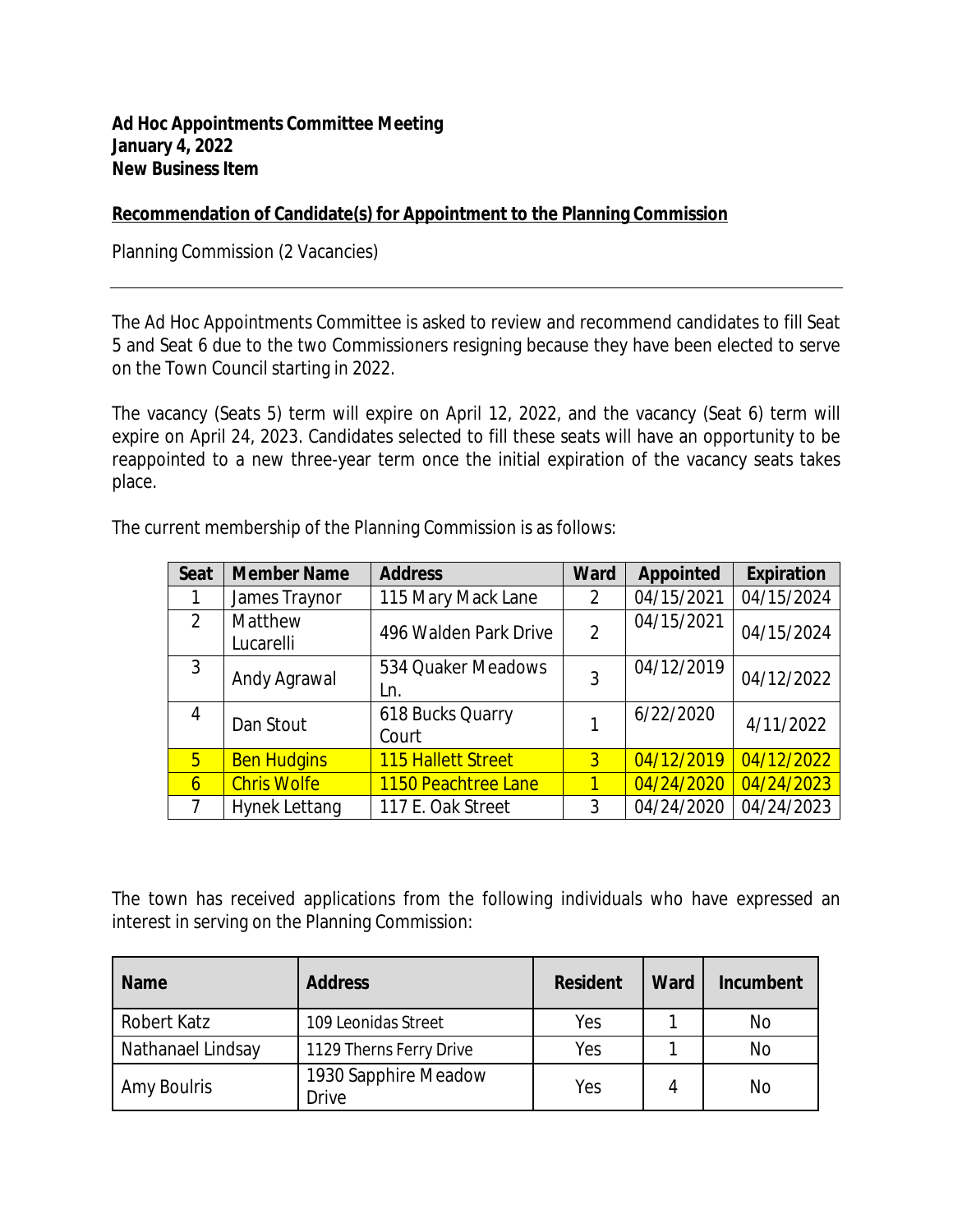**Ad Hoc Appointments Committee Meeting**
**January 4, 2022**
**New Business Item**

**Recommendation of Candidate(s) for Appointment to the Planning Commission**

Planning Commission (2 Vacancies)

---

The Ad Hoc Appointments Committee is asked to review and recommend candidates to fill Seat 5 and Seat 6 due to the two Commissioners resigning because they have been elected to serve on the Town Council starting in 2022.

The vacancy (Seats 5) term will expire on April 12, 2022, and the vacancy (Seat 6) term will expire on April 24, 2023. Candidates selected to fill these seats will have an opportunity to be reappointed to a new three-year term once the initial expiration of the vacancy seats takes place.

The current membership of the Planning Commission is as follows:

| Seat | Member Name | Address | Ward | Appointed | Expiration |
|---|---|---|---|---|---|
| 1 | James Traynor | 115 Mary Mack Lane | 2 | 04/15/2021 | 04/15/2024 |
| 2 | Matthew Lucarelli | 496 Walden Park Drive | 2 | 04/15/2021 | 04/15/2024 |
| 3 | Andy Agrawal | 534 Quaker Meadows Ln. | 3 | 04/12/2019 | 04/12/2022 |
| 4 | Dan Stout | 618 Bucks Quarry Court | 1 | 6/22/2020 | 4/11/2022 |
| 5 | Ben Hudgins | 115 Hallett Street | 3 | 04/12/2019 | 04/12/2022 |
| 6 | Chris Wolfe | 1150 Peachtree Lane | 1 | 04/24/2020 | 04/24/2023 |
| 7 | Hynek Lettang | 117 E. Oak Street | 3 | 04/24/2020 | 04/24/2023 |

The town has received applications from the following individuals who have expressed an interest in serving on the Planning Commission:

| Name | Address | Resident | Ward | Incumbent |
|---|---|---|---|---|
| Robert Katz | 109 Leonidas Street | Yes | 1 | No |
| Nathanael Lindsay | 1129 Therns Ferry Drive | Yes | 1 | No |
| Amy Boulris | 1930 Sapphire Meadow Drive | Yes | 4 | No |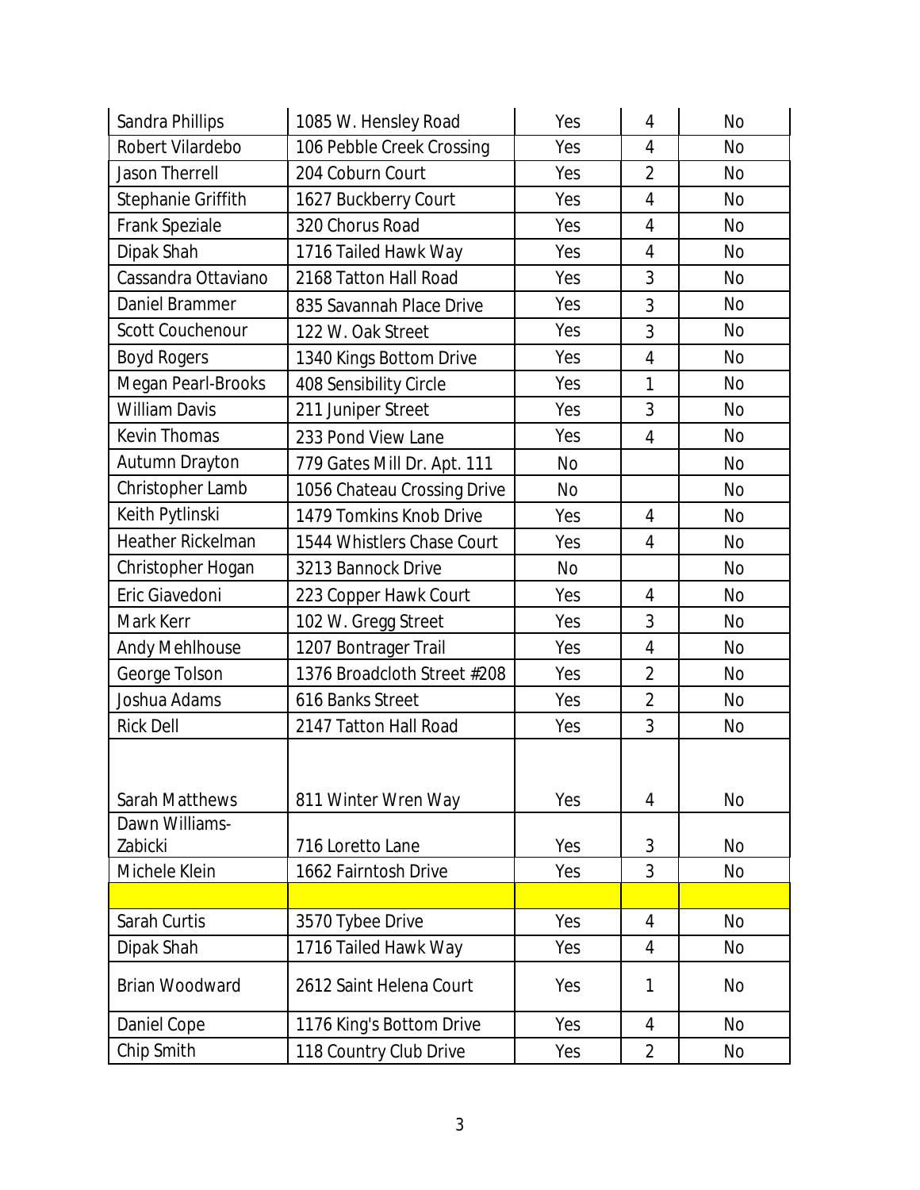| | | | | |
|---|---|---|---|---|
| Sandra Phillips | 1085 W. Hensley Road | Yes | 4 | No |
| Robert Vilardebo | 106 Pebble Creek Crossing | Yes | 4 | No |
| Jason Therrell | 204 Coburn Court | Yes | 2 | No |
| Stephanie Griffith | 1627 Buckberry Court | Yes | 4 | No |
| Frank Speziale | 320 Chorus Road | Yes | 4 | No |
| Dipak Shah | 1716 Tailed Hawk Way | Yes | 4 | No |
| Cassandra Ottaviano | 2168 Tatton Hall Road | Yes | 3 | No |
| Daniel Brammer | 835 Savannah Place Drive | Yes | 3 | No |
| Scott Couchenour | 122 W. Oak Street | Yes | 3 | No |
| Boyd Rogers | 1340 Kings Bottom Drive | Yes | 4 | No |
| Megan Pearl-Brooks | 408 Sensibility Circle | Yes | 1 | No |
| William Davis | 211 Juniper Street | Yes | 3 | No |
| Kevin Thomas | 233 Pond View Lane | Yes | 4 | No |
| Autumn Drayton | 779 Gates Mill Dr. Apt. 111 | No | | No |
| Christopher Lamb | 1056 Chateau Crossing Drive | No | | No |
| Keith Pytlinski | 1479 Tomkins Knob Drive | Yes | 4 | No |
| Heather Rickelman | 1544 Whistlers Chase Court | Yes | 4 | No |
| Christopher Hogan | 3213 Bannock Drive | No | | No |
| Eric Giavedoni | 223 Copper Hawk Court | Yes | 4 | No |
| Mark Kerr | 102 W. Gregg Street | Yes | 3 | No |
| Andy Mehlhouse | 1207 Bontrager Trail | Yes | 4 | No |
| George Tolson | 1376 Broadcloth Street #208 | Yes | 2 | No |
| Joshua Adams | 616 Banks Street | Yes | 2 | No |
| Rick Dell | 2147 Tatton Hall Road | Yes | 3 | No |
| Sarah Matthews | 811 Winter Wren Way | Yes | 4 | No |
| Dawn Williams-Zabicki | 716 Loretto Lane | Yes | 3 | No |
| Michele Klein | 1662 Fairntosh Drive | Yes | 3 | No |
| | | | | |
| Sarah Curtis | 3570 Tybee Drive | Yes | 4 | No |
| Dipak Shah | 1716 Tailed Hawk Way | Yes | 4 | No |
| Brian Woodward | 2612 Saint Helena Court | Yes | 1 | No |
| Daniel Cope | 1176 King's Bottom Drive | Yes | 4 | No |
| Chip Smith | 118 Country Club Drive | Yes | 2 | No |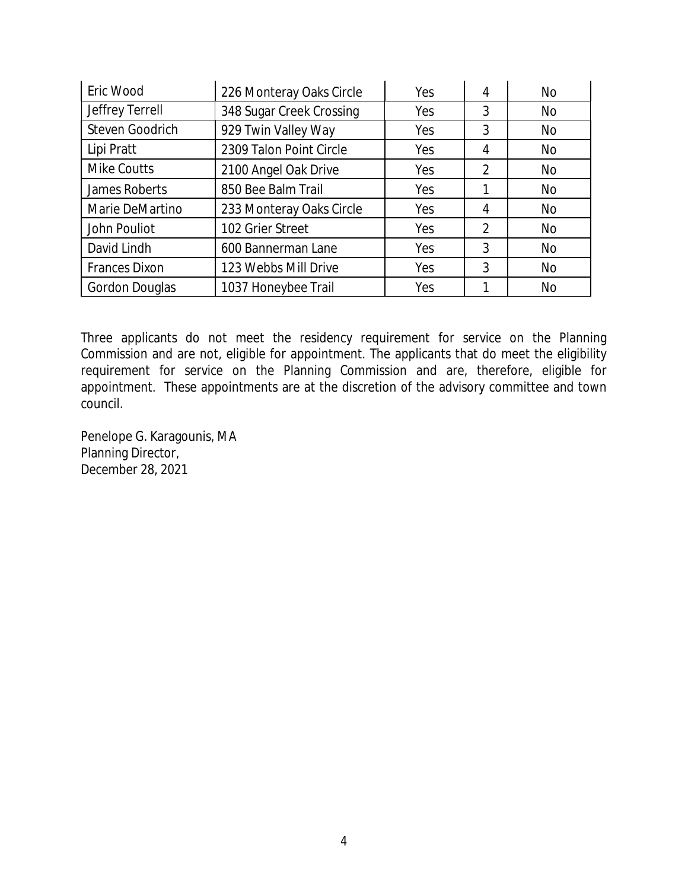| | | | | |
|---|---|---|---|---|
| Eric Wood | 226 Monteray Oaks Circle | Yes | 4 | No |
| Jeffrey Terrell | 348 Sugar Creek Crossing | Yes | 3 | No |
| Steven Goodrich | 929 Twin Valley Way | Yes | 3 | No |
| Lipi Pratt | 2309 Talon Point Circle | Yes | 4 | No |
| Mike Coutts | 2100 Angel Oak Drive | Yes | 2 | No |
| James Roberts | 850 Bee Balm Trail | Yes | 1 | No |
| Marie DeMartino | 233 Monteray Oaks Circle | Yes | 4 | No |
| John Pouliot | 102 Grier Street | Yes | 2 | No |
| David Lindh | 600 Bannerman Lane | Yes | 3 | No |
| Frances Dixon | 123 Webbs Mill Drive | Yes | 3 | No |
| Gordon Douglas | 1037 Honeybee Trail | Yes | 1 | No |

Three applicants do not meet the residency requirement for service on the Planning Commission and are not, eligible for appointment. The applicants that do meet the eligibility requirement for service on the Planning Commission and are, therefore, eligible for appointment. These appointments are at the discretion of the advisory committee and town council.

Penelope G. Karagounis, MA
Planning Director,
December 28, 2021